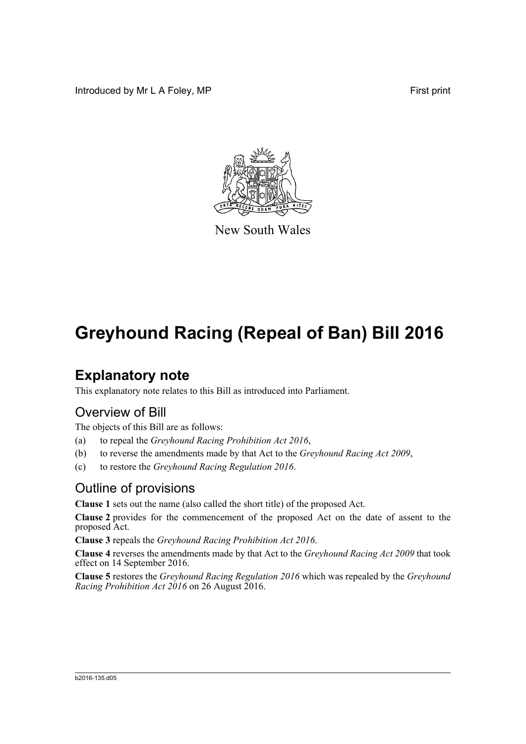Introduced by Mr L A Foley, MP First print

New South Wales

# Greyhound Racing (Repeal of Ban) Bill 2016

## Explanatory note

This explanatory note relates to this Bill as introduced into Parliament.

### Overview of Bill

The objects of this Bill are as follows:

(a) to repeal the *Greyhound Racing Prohibition Act 2016*,

(b) to reverse the amendments made by that Act to the *Greyhound Racing Act 2009*,

(c) to restore the *Greyhound Racing Regulation 2016*.

### Outline of provisions

**Clause 1** sets out the name (also called the short title) of the proposed Act.

**Clause 2** provides for the commencement of the proposed Act on the date of assent to the proposed Act.

**Clause 3** repeals the *Greyhound Racing Prohibition Act 2016*.

**Clause 4** reverses the amendments made by that Act to the *Greyhound Racing Act 2009* that took effect on 14 September 2016.

**Clause 5** restores the *Greyhound Racing Regulation 2016* which was repealed by the *Greyhound Racing Prohibition Act 2016* on 26 August 2016.

b2016-135.d05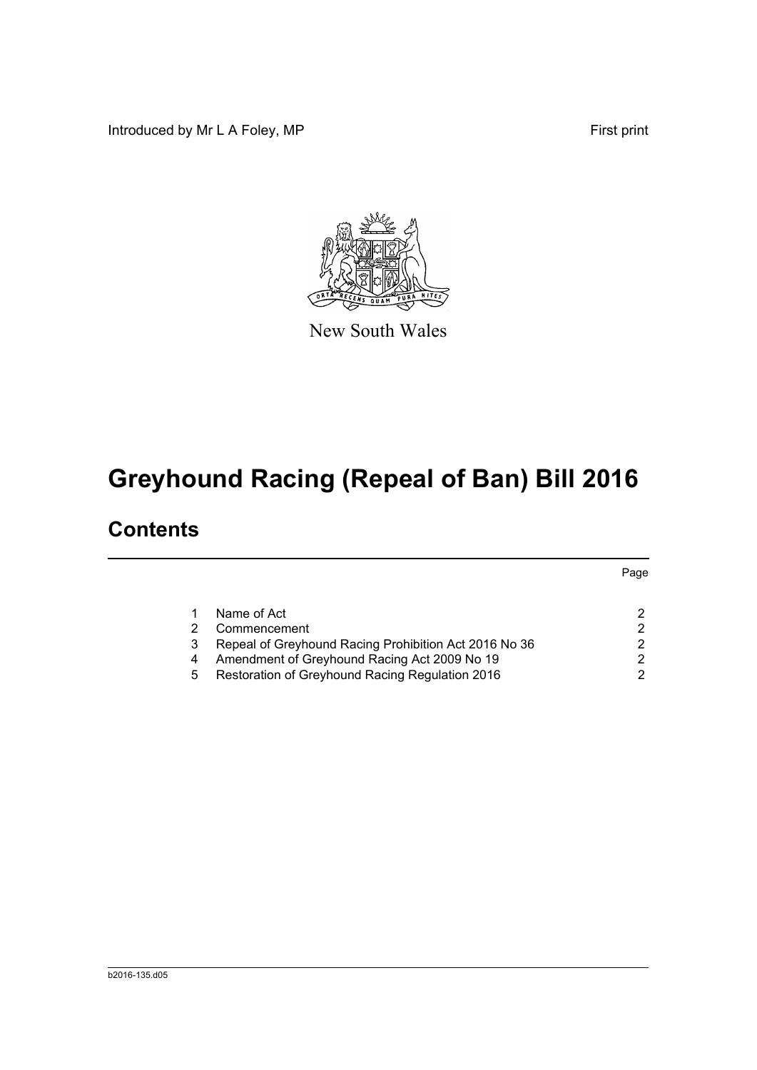Introduced by Mr L A Foley, MP

First print

New South Wales

# Greyhound Racing (Repeal of Ban) Bill 2016

## Contents

| | | Page |
|---|---|---|
| 1 | Name of Act | 2 |
| 2 | Commencement | 2 |
| 3 | Repeal of Greyhound Racing Prohibition Act 2016 No 36 | 2 |
| 4 | Amendment of Greyhound Racing Act 2009 No 19 | 2 |
| 5 | Restoration of Greyhound Racing Regulation 2016 | 2 |

b2016-135.d05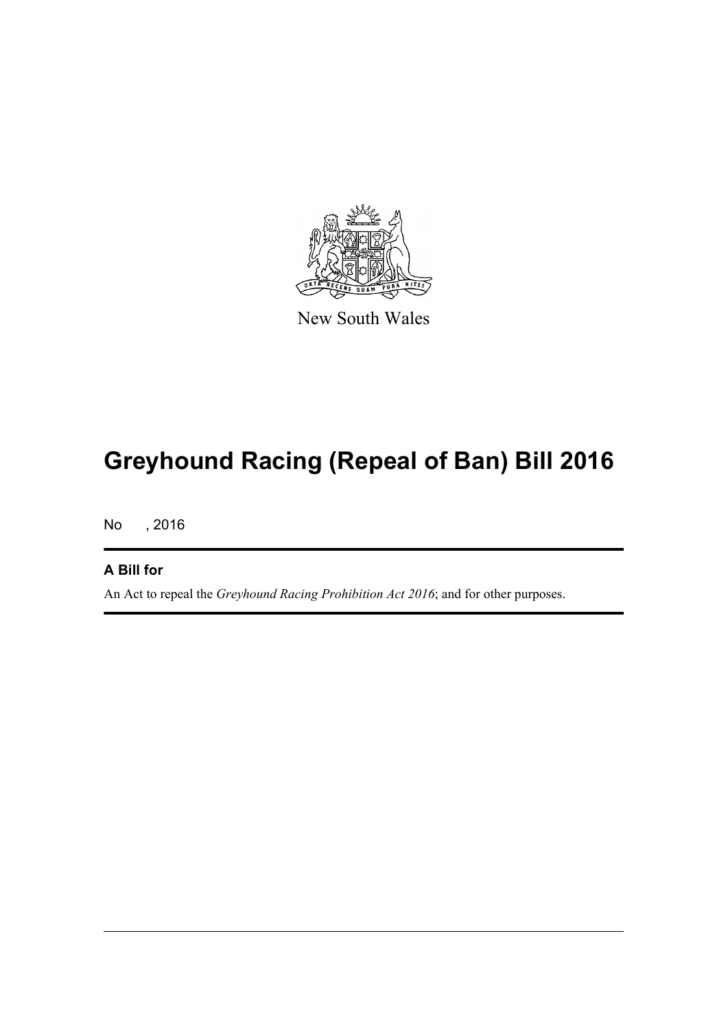New South Wales

# Greyhound Racing (Repeal of Ban) Bill 2016

No , 2016

### A Bill for

An Act to repeal the *Greyhound Racing Prohibition Act 2016*; and for other purposes.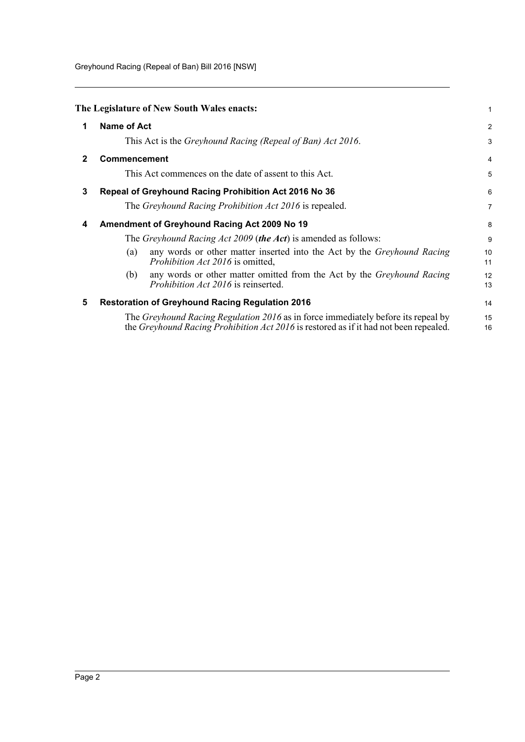**The Legislature of New South Wales enacts:**

## 1 Name of Act

This Act is the *Greyhound Racing (Repeal of Ban) Act 2016*.

## 2 Commencement

This Act commences on the date of assent to this Act.

## 3 Repeal of Greyhound Racing Prohibition Act 2016 No 36

The *Greyhound Racing Prohibition Act 2016* is repealed.

## 4 Amendment of Greyhound Racing Act 2009 No 19

The *Greyhound Racing Act 2009* (***the Act***) is amended as follows:

(a) any words or other matter inserted into the Act by the *Greyhound Racing Prohibition Act 2016* is omitted,

(b) any words or other matter omitted from the Act by the *Greyhound Racing Prohibition Act 2016* is reinserted.

## 5 Restoration of Greyhound Racing Regulation 2016

The *Greyhound Racing Regulation 2016* as in force immediately before its repeal by the *Greyhound Racing Prohibition Act 2016* is restored as if it had not been repealed.